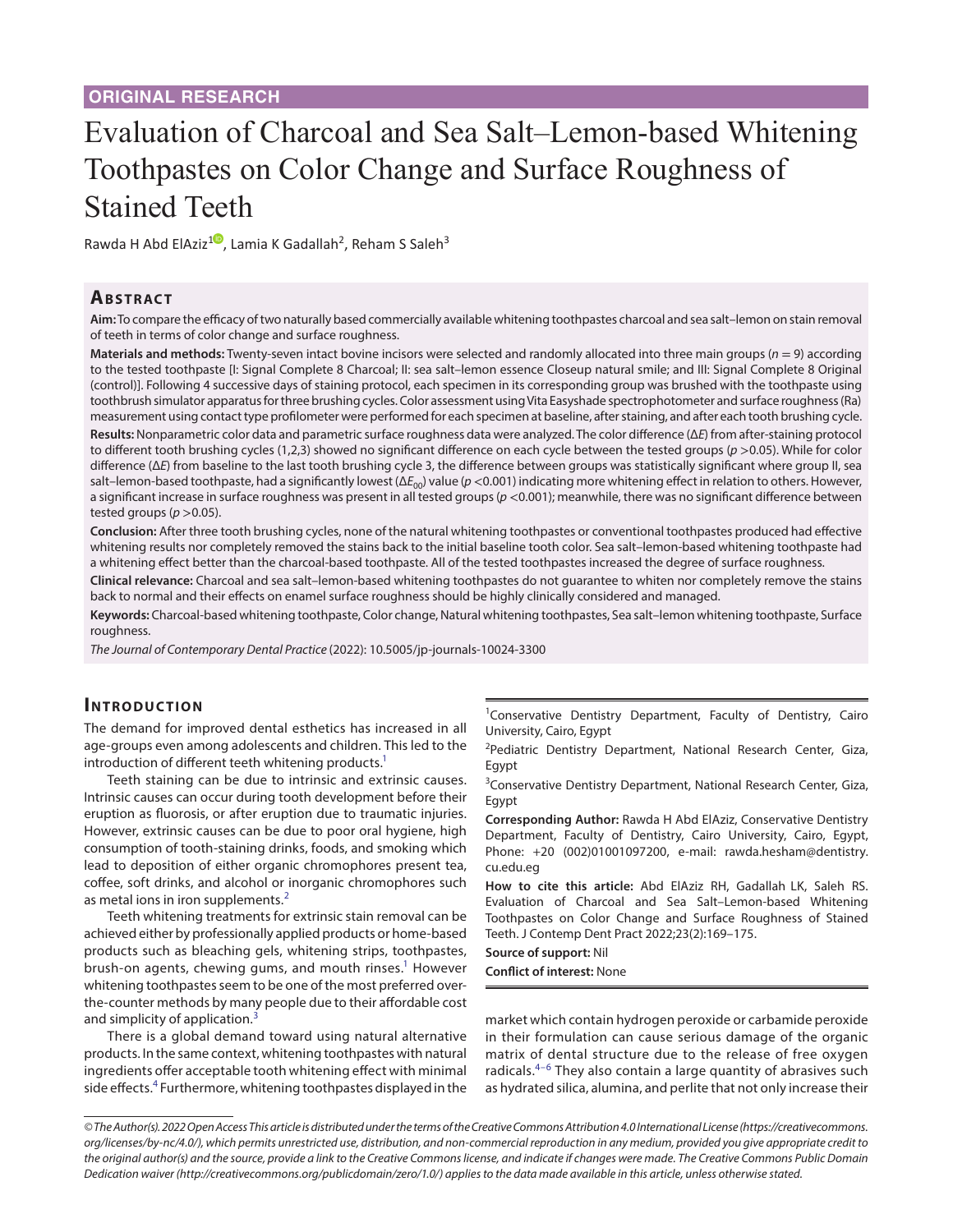ORIGINAL RESEARCH

# Evaluation of Charcoal and Sea Salt–Lemon-based Whitening Toothpastes on Color Change and Surface Roughness of Stained Teeth

Rawda H Abd ElAziz[1], Lamia K Gadallah[2], Reham S Saleh[3]

## Abstract

**Aim:** To compare the efficacy of two naturally based commercially available whitening toothpastes charcoal and sea salt–lemon on stain removal of teeth in terms of color change and surface roughness.

**Materials and methods:** Twenty-seven intact bovine incisors were selected and randomly allocated into three main groups ($n = 9$) according to the tested toothpaste [I: Signal Complete 8 Charcoal; II: sea salt–lemon essence Closeup natural smile; and III: Signal Complete 8 Original (control)]. Following 4 successive days of staining protocol, each specimen in its corresponding group was brushed with the toothpaste using toothbrush simulator apparatus for three brushing cycles. Color assessment using Vita Easyshade spectrophotometer and surface roughness (Ra) measurement using contact type profilometer were performed for each specimen at baseline, after staining, and after each tooth brushing cycle.

**Results:** Nonparametric color data and parametric surface roughness data were analyzed. The color difference ($\Delta E$) from after-staining protocol to different tooth brushing cycles (1,2,3) showed no significant difference on each cycle between the tested groups ($p > 0.05$). While for color difference ($\Delta E$) from baseline to the last tooth brushing cycle 3, the difference between groups was statistically significant where group II, sea salt–lemon-based toothpaste, had a significantly lowest ($\Delta E_{00}$) value ($p < 0.001$) indicating more whitening effect in relation to others. However, a significant increase in surface roughness was present in all tested groups ($p < 0.001$); meanwhile, there was no significant difference between tested groups ($p > 0.05$).

**Conclusion:** After three tooth brushing cycles, none of the natural whitening toothpastes or conventional toothpastes produced had effective whitening results nor completely removed the stains back to the initial baseline tooth color. Sea salt–lemon-based whitening toothpaste had a whitening effect better than the charcoal-based toothpaste. All of the tested toothpastes increased the degree of surface roughness.

**Clinical relevance:** Charcoal and sea salt–lemon-based whitening toothpastes do not guarantee to whiten nor completely remove the stains back to normal and their effects on enamel surface roughness should be highly clinically considered and managed.

**Keywords:** Charcoal-based whitening toothpaste, Color change, Natural whitening toothpastes, Sea salt–lemon whitening toothpaste, Surface roughness.

*The Journal of Contemporary Dental Practice* (2022): 10.5005/jp-journals-10024-3300

## Introduction

The demand for improved dental esthetics has increased in all age-groups even among adolescents and children. This led to the introduction of different teeth whitening products.[1]

Teeth staining can be due to intrinsic and extrinsic causes. Intrinsic causes can occur during tooth development before their eruption as fluorosis, or after eruption due to traumatic injuries. However, extrinsic causes can be due to poor oral hygiene, high consumption of tooth-staining drinks, foods, and smoking which lead to deposition of either organic chromophores present tea, coffee, soft drinks, and alcohol or inorganic chromophores such as metal ions in iron supplements.[2]

Teeth whitening treatments for extrinsic stain removal can be achieved either by professionally applied products or home-based products such as bleaching gels, whitening strips, toothpastes, brush-on agents, chewing gums, and mouth rinses.[1] However whitening toothpastes seem to be one of the most preferred over-the-counter methods by many people due to their affordable cost and simplicity of application.[3]

There is a global demand toward using natural alternative products. In the same context, whitening toothpastes with natural ingredients offer acceptable tooth whitening effect with minimal side effects.[4] Furthermore, whitening toothpastes displayed in the market which contain hydrogen peroxide or carbamide peroxide in their formulation can cause serious damage of the organic matrix of dental structure due to the release of free oxygen radicals.[4–6] They also contain a large quantity of abrasives such as hydrated silica, alumina, and perlite that not only increase their

[1]Conservative Dentistry Department, Faculty of Dentistry, Cairo University, Cairo, Egypt

[2]Pediatric Dentistry Department, National Research Center, Giza, Egypt

[3]Conservative Dentistry Department, National Research Center, Giza, Egypt

**Corresponding Author:** Rawda H Abd ElAziz, Conservative Dentistry Department, Faculty of Dentistry, Cairo University, Cairo, Egypt, Phone: +20 (002)01001097200, e-mail: rawda.hesham@dentistry.cu.edu.eg

**How to cite this article:** Abd ElAziz RH, Gadallah LK, Saleh RS. Evaluation of Charcoal and Sea Salt–Lemon-based Whitening Toothpastes on Color Change and Surface Roughness of Stained Teeth. J Contemp Dent Pract 2022;23(2):169–175.

**Source of support:** Nil

**Conflict of interest:** None

*© The Author(s). 2022 Open Access This article is distributed under the terms of the Creative Commons Attribution 4.0 International License (https://creativecommons.org/licenses/by-nc/4.0/), which permits unrestricted use, distribution, and non-commercial reproduction in any medium, provided you give appropriate credit to the original author(s) and the source, provide a link to the Creative Commons license, and indicate if changes were made. The Creative Commons Public Domain Dedication waiver (http://creativecommons.org/publicdomain/zero/1.0/) applies to the data made available in this article, unless otherwise stated.*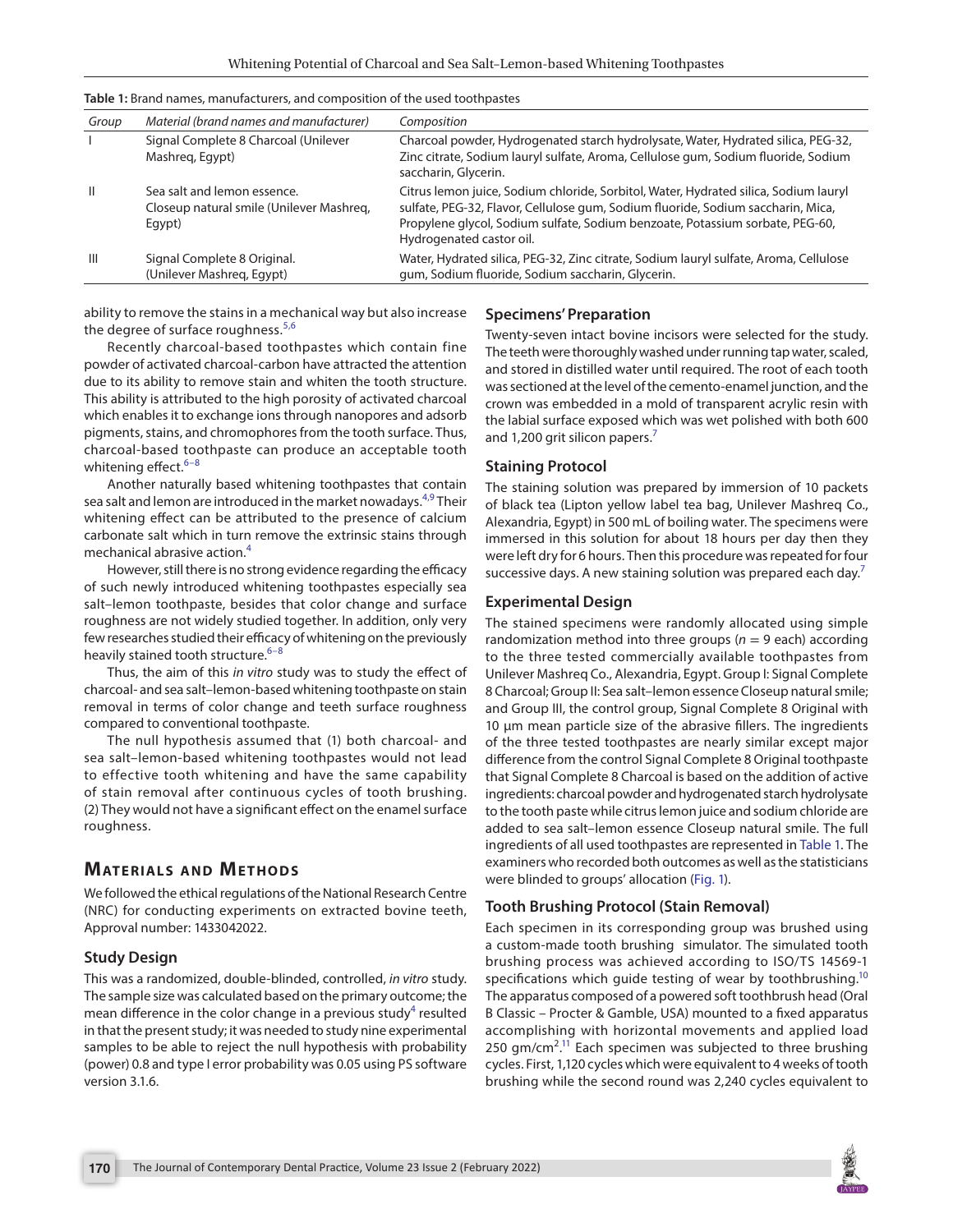**Table 1:** Brand names, manufacturers, and composition of the used toothpastes

| Group | Material (brand names and manufacturer) | Composition |
|---|---|---|
| I | Signal Complete 8 Charcoal (Unilever Mashreq, Egypt) | Charcoal powder, Hydrogenated starch hydrolysate, Water, Hydrated silica, PEG-32, Zinc citrate, Sodium lauryl sulfate, Aroma, Cellulose gum, Sodium fluoride, Sodium saccharin, Glycerin. |
| II | Sea salt and lemon essence. Closeup natural smile (Unilever Mashreq, Egypt) | Citrus lemon juice, Sodium chloride, Sorbitol, Water, Hydrated silica, Sodium lauryl sulfate, PEG-32, Flavor, Cellulose gum, Sodium fluoride, Sodium saccharin, Mica, Propylene glycol, Sodium sulfate, Sodium benzoate, Potassium sorbate, PEG-60, Hydrogenated castor oil. |
| III | Signal Complete 8 Original. (Unilever Mashreq, Egypt) | Water, Hydrated silica, PEG-32, Zinc citrate, Sodium lauryl sulfate, Aroma, Cellulose gum, Sodium fluoride, Sodium saccharin, Glycerin. |

ability to remove the stains in a mechanical way but also increase the degree of surface roughness.[5,6]

Recently charcoal-based toothpastes which contain fine powder of activated charcoal-carbon have attracted the attention due to its ability to remove stain and whiten the tooth structure. This ability is attributed to the high porosity of activated charcoal which enables it to exchange ions through nanopores and adsorb pigments, stains, and chromophores from the tooth surface. Thus, charcoal-based toothpaste can produce an acceptable tooth whitening effect.[6–8]

Another naturally based whitening toothpastes that contain sea salt and lemon are introduced in the market nowadays.[4,9] Their whitening effect can be attributed to the presence of calcium carbonate salt which in turn remove the extrinsic stains through mechanical abrasive action.[4]

However, still there is no strong evidence regarding the efficacy of such newly introduced whitening toothpastes especially sea salt–lemon toothpaste, besides that color change and surface roughness are not widely studied together. In addition, only very few researches studied their efficacy of whitening on the previously heavily stained tooth structure.[6–8]

Thus, the aim of this *in vitro* study was to study the effect of charcoal- and sea salt–lemon-based whitening toothpaste on stain removal in terms of color change and teeth surface roughness compared to conventional toothpaste.

The null hypothesis assumed that (1) both charcoal- and sea salt–lemon-based whitening toothpastes would not lead to effective tooth whitening and have the same capability of stain removal after continuous cycles of tooth brushing. (2) They would not have a significant effect on the enamel surface roughness.

## Materials and Methods

We followed the ethical regulations of the National Research Centre (NRC) for conducting experiments on extracted bovine teeth, Approval number: 1433042022.

### Study Design

This was a randomized, double-blinded, controlled, *in vitro* study. The sample size was calculated based on the primary outcome; the mean difference in the color change in a previous study[4] resulted in that the present study; it was needed to study nine experimental samples to be able to reject the null hypothesis with probability (power) 0.8 and type I error probability was 0.05 using PS software version 3.1.6.

### Specimens' Preparation

Twenty-seven intact bovine incisors were selected for the study. The teeth were thoroughly washed under running tap water, scaled, and stored in distilled water until required. The root of each tooth was sectioned at the level of the cemento-enamel junction, and the crown was embedded in a mold of transparent acrylic resin with the labial surface exposed which was wet polished with both 600 and 1,200 grit silicon papers.[7]

### Staining Protocol

The staining solution was prepared by immersion of 10 packets of black tea (Lipton yellow label tea bag, Unilever Mashreq Co., Alexandria, Egypt) in 500 mL of boiling water. The specimens were immersed in this solution for about 18 hours per day then they were left dry for 6 hours. Then this procedure was repeated for four successive days. A new staining solution was prepared each day.[7]

### Experimental Design

The stained specimens were randomly allocated using simple randomization method into three groups ($n = 9$ each) according to the three tested commercially available toothpastes from Unilever Mashreq Co., Alexandria, Egypt. Group I: Signal Complete 8 Charcoal; Group II: Sea salt–lemon essence Closeup natural smile; and Group III, the control group, Signal Complete 8 Original with 10 µm mean particle size of the abrasive fillers. The ingredients of the three tested toothpastes are nearly similar except major difference from the control Signal Complete 8 Original toothpaste that Signal Complete 8 Charcoal is based on the addition of active ingredients: charcoal powder and hydrogenated starch hydrolysate to the tooth paste while citrus lemon juice and sodium chloride are added to sea salt–lemon essence Closeup natural smile. The full ingredients of all used toothpastes are represented in Table 1. The examiners who recorded both outcomes as well as the statisticians were blinded to groups' allocation (Fig. 1).

### Tooth Brushing Protocol (Stain Removal)

Each specimen in its corresponding group was brushed using a custom-made tooth brushing simulator. The simulated tooth brushing process was achieved according to ISO/TS 14569-1 specifications which guide testing of wear by toothbrushing.[10] The apparatus composed of a powered soft toothbrush head (Oral B Classic – Procter & Gamble, USA) mounted to a fixed apparatus accomplishing with horizontal movements and applied load 250 gm/cm$^2$.[11] Each specimen was subjected to three brushing cycles. First, 1,120 cycles which were equivalent to 4 weeks of tooth brushing while the second round was 2,240 cycles equivalent to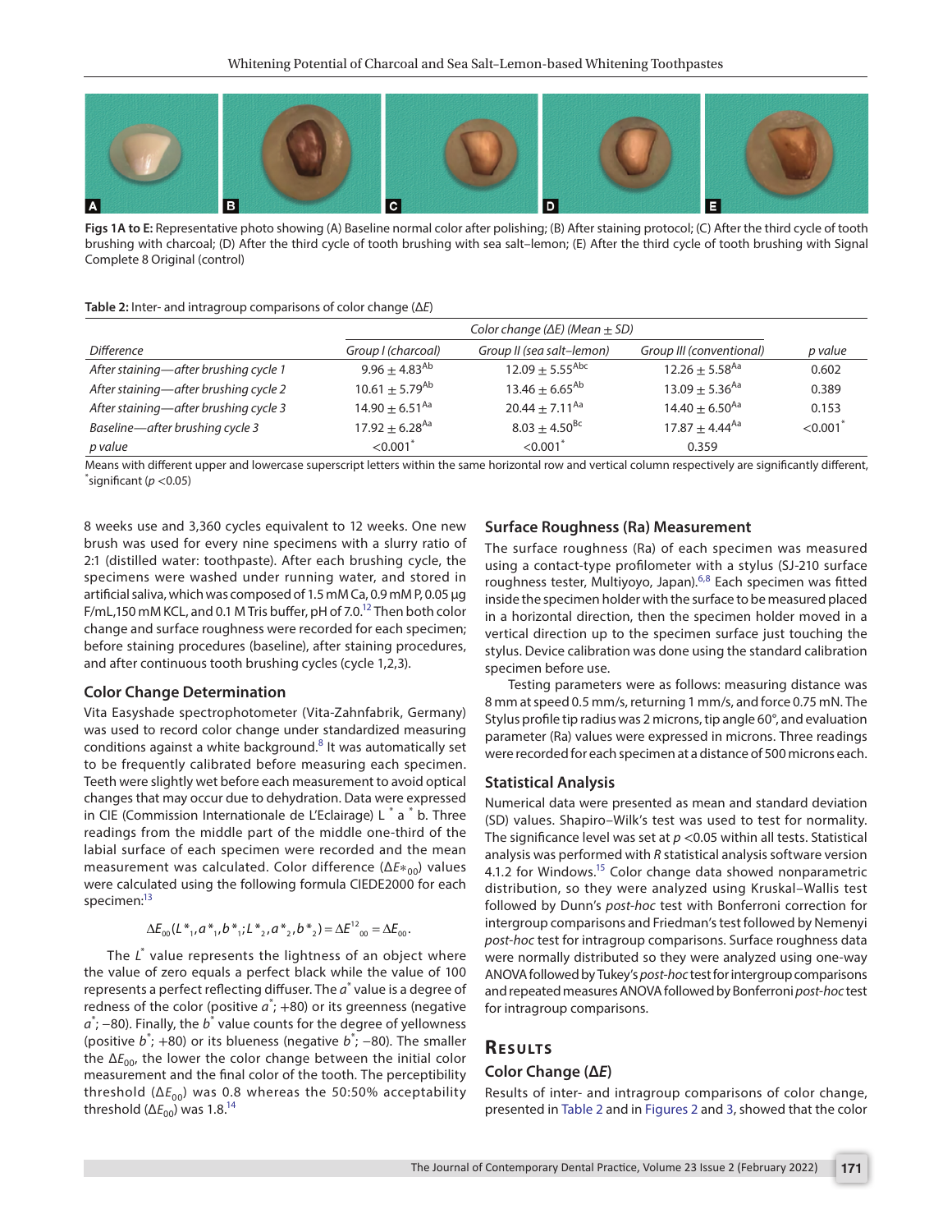Figs 1A to E: Representative photo showing (A) Baseline normal color after polishing; (B) After staining protocol; (C) After the third cycle of tooth brushing with charcoal; (D) After the third cycle of tooth brushing with sea salt–lemon; (E) After the third cycle of tooth brushing with Signal Complete 8 Original (control)

**Table 2:** Inter- and intragroup comparisons of color change (Δ*E*)

| | Color change (ΔE) (Mean ± SD) | | | |
|---|---|---|---|---|
| *Difference* | *Group I (charcoal)* | *Group II (sea salt–lemon)* | *Group III (conventional)* | *p value* |
| *After staining—after brushing cycle 1* | $9.96 \pm 4.83^{Ab}$ | $12.09 \pm 5.55^{Abc}$ | $12.26 \pm 5.58^{Aa}$ | 0.602 |
| *After staining—after brushing cycle 2* | $10.61 \pm 5.79^{Ab}$ | $13.46 \pm 6.65^{Ab}$ | $13.09 \pm 5.36^{Aa}$ | 0.389 |
| *After staining—after brushing cycle 3* | $14.90 \pm 6.51^{Aa}$ | $20.44 \pm 7.11^{Aa}$ | $14.40 \pm 6.50^{Aa}$ | 0.153 |
| *Baseline—after brushing cycle 3* | $17.92 \pm 6.28^{Aa}$ | $8.03 \pm 4.50^{Bc}$ | $17.87 \pm 4.44^{Aa}$ | $<0.001^{*}$ |
| *p value* | $<0.001^{*}$ | $<0.001^{*}$ | 0.359 | |

Means with different upper and lowercase superscript letters within the same horizontal row and vertical column respectively are significantly different, *significant ($p < 0.05$)

8 weeks use and 3,360 cycles equivalent to 12 weeks. One new brush was used for every nine specimens with a slurry ratio of 2:1 (distilled water: toothpaste). After each brushing cycle, the specimens were washed under running water, and stored in artificial saliva, which was composed of 1.5 mM Ca, 0.9 mM P, 0.05 µg F/mL,150 mM KCL, and 0.1 M Tris buffer, pH of 7.0.[12] Then both color change and surface roughness were recorded for each specimen; before staining procedures (baseline), after staining procedures, and after continuous tooth brushing cycles (cycle 1,2,3).

### Color Change Determination

Vita Easyshade spectrophotometer (Vita-Zahnfabrik, Germany) was used to record color change under standardized measuring conditions against a white background.[8] It was automatically set to be frequently calibrated before measuring each specimen. Teeth were slightly wet before each measurement to avoid optical changes that may occur due to dehydration. Data were expressed in CIE (Commission Internationale de L'Eclairage) $L^*a^*b$. Three readings from the middle part of the middle one-third of the labial surface of each specimen were recorded and the mean measurement was calculated. Color difference ($\Delta E*_{00}$) values were calculated using the following formula CIEDE2000 for each specimen:[13]

$$\Delta E_{00}(L*_1, a*_1, b*_1; L*_2, a*_2, b*_2) = \Delta E^{12}{}_{00} = \Delta E_{00}.$$

The $L^*$ value represents the lightness of an object where the value of zero equals a perfect black while the value of 100 represents a perfect reflecting diffuser. The $a^*$ value is a degree of redness of the color (positive $a^*$; +80) or its greenness (negative $a^*$; −80). Finally, the $b^*$ value counts for the degree of yellowness (positive $b^*$; +80) or its blueness (negative $b^*$; −80). The smaller the $\Delta E_{00}$, the lower the color change between the initial color measurement and the final color of the tooth. The perceptibility threshold ($\Delta E_{00}$) was 0.8 whereas the 50:50% acceptability threshold ($\Delta E_{00}$) was 1.8.[14]

### Surface Roughness (Ra) Measurement

The surface roughness (Ra) of each specimen was measured using a contact-type profilometer with a stylus (SJ-210 surface roughness tester, Multiyoyo, Japan).[6,8] Each specimen was fitted inside the specimen holder with the surface to be measured placed in a horizontal direction, then the specimen holder moved in a vertical direction up to the specimen surface just touching the stylus. Device calibration was done using the standard calibration specimen before use.

Testing parameters were as follows: measuring distance was 8 mm at speed 0.5 mm/s, returning 1 mm/s, and force 0.75 mN. The Stylus profile tip radius was 2 microns, tip angle 60°, and evaluation parameter (Ra) values were expressed in microns. Three readings were recorded for each specimen at a distance of 500 microns each.

### Statistical Analysis

Numerical data were presented as mean and standard deviation (SD) values. Shapiro–Wilk's test was used to test for normality. The significance level was set at $p < 0.05$ within all tests. Statistical analysis was performed with *R* statistical analysis software version 4.1.2 for Windows.[15] Color change data showed nonparametric distribution, so they were analyzed using Kruskal–Wallis test followed by Dunn's *post-hoc* test with Bonferroni correction for intergroup comparisons and Friedman's test followed by Nemenyi *post-hoc* test for intragroup comparisons. Surface roughness data were normally distributed so they were analyzed using one-way ANOVA followed by Tukey's *post-hoc* test for intergroup comparisons and repeated measures ANOVA followed by Bonferroni *post-hoc* test for intragroup comparisons.

## Results

### Color Change (ΔE)

Results of inter- and intragroup comparisons of color change, presented in Table 2 and in Figures 2 and 3, showed that the color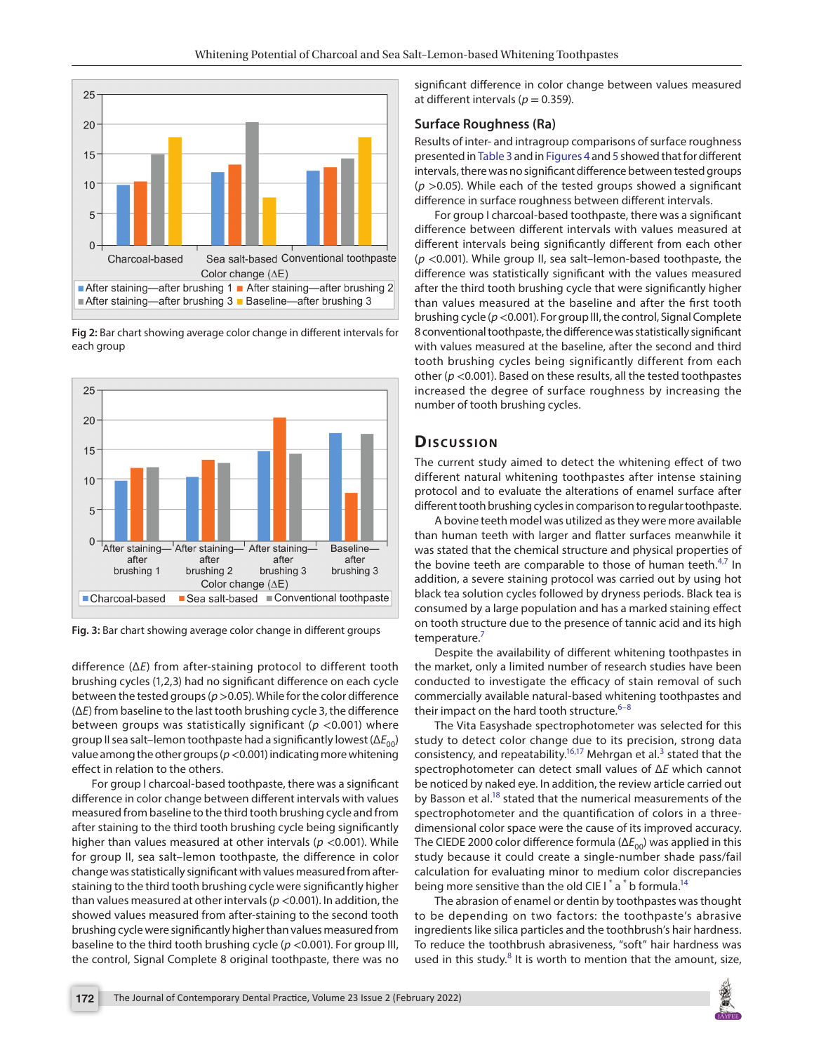Fig 2: Bar chart showing average color change in different intervals for each group

Fig. 3: Bar chart showing average color change in different groups

difference ($\Delta E$) from after-staining protocol to different tooth brushing cycles (1,2,3) had no significant difference on each cycle between the tested groups ($p > 0.05$). While for the color difference ($\Delta E$) from baseline to the last tooth brushing cycle 3, the difference between groups was statistically significant ($p < 0.001$) where group II sea salt–lemon toothpaste had a significantly lowest ($\Delta E_{00}$) value among the other groups ($p < 0.001$) indicating more whitening effect in relation to the others.

For group I charcoal-based toothpaste, there was a significant difference in color change between different intervals with values measured from baseline to the third tooth brushing cycle and from after staining to the third tooth brushing cycle being significantly higher than values measured at other intervals ($p < 0.001$). While for group II, sea salt–lemon toothpaste, the difference in color change was statistically significant with values measured from after-staining to the third tooth brushing cycle were significantly higher than values measured at other intervals ($p < 0.001$). In addition, the showed values measured from after-staining to the second tooth brushing cycle were significantly higher than values measured from baseline to the third tooth brushing cycle ($p < 0.001$). For group III, the control, Signal Complete 8 original toothpaste, there was no significant difference in color change between values measured at different intervals ($p = 0.359$).

## Surface Roughness (Ra)

Results of inter- and intragroup comparisons of surface roughness presented in Table 3 and in Figures 4 and 5 showed that for different intervals, there was no significant difference between tested groups ($p > 0.05$). While each of the tested groups showed a significant difference in surface roughness between different intervals.

For group I charcoal-based toothpaste, there was a significant difference between different intervals with values measured at different intervals being significantly different from each other ($p < 0.001$). While group II, sea salt–lemon-based toothpaste, the difference was statistically significant with the values measured after the third tooth brushing cycle that were significantly higher than values measured at the baseline and after the first tooth brushing cycle ($p < 0.001$). For group III, the control, Signal Complete 8 conventional toothpaste, the difference was statistically significant with values measured at the baseline, after the second and third tooth brushing cycles being significantly different from each other ($p < 0.001$). Based on these results, all the tested toothpastes increased the degree of surface roughness by increasing the number of tooth brushing cycles.

# Discussion

The current study aimed to detect the whitening effect of two different natural whitening toothpastes after intense staining protocol and to evaluate the alterations of enamel surface after different tooth brushing cycles in comparison to regular toothpaste.

A bovine teeth model was utilized as they were more available than human teeth with larger and flatter surfaces meanwhile it was stated that the chemical structure and physical properties of the bovine teeth are comparable to those of human teeth.[4,7] In addition, a severe staining protocol was carried out by using hot black tea solution cycles followed by dryness periods. Black tea is consumed by a large population and has a marked staining effect on tooth structure due to the presence of tannic acid and its high temperature.[7]

Despite the availability of different whitening toothpastes in the market, only a limited number of research studies have been conducted to investigate the efficacy of stain removal of such commercially available natural-based whitening toothpastes and their impact on the hard tooth structure.[6–8]

The Vita Easyshade spectrophotometer was selected for this study to detect color change due to its precision, strong data consistency, and repeatability.[16,17] Mehrgan et al.[3] stated that the spectrophotometer can detect small values of $\Delta E$ which cannot be noticed by naked eye. In addition, the review article carried out by Basson et al.[18] stated that the numerical measurements of the spectrophotometer and the quantification of colors in a three-dimensional color space were the cause of its improved accuracy. The CIEDE 2000 color difference formula ($\Delta E_{00}$) was applied in this study because it could create a single-number shade pass/fail calculation for evaluating minor to medium color discrepancies being more sensitive than the old CIE $l^*a^*b$ formula.[14]

The abrasion of enamel or dentin by toothpastes was thought to be depending on two factors: the toothpaste's abrasive ingredients like silica particles and the toothbrush's hair hardness. To reduce the toothbrush abrasiveness, "soft" hair hardness was used in this study.[8] It is worth to mention that the amount, size,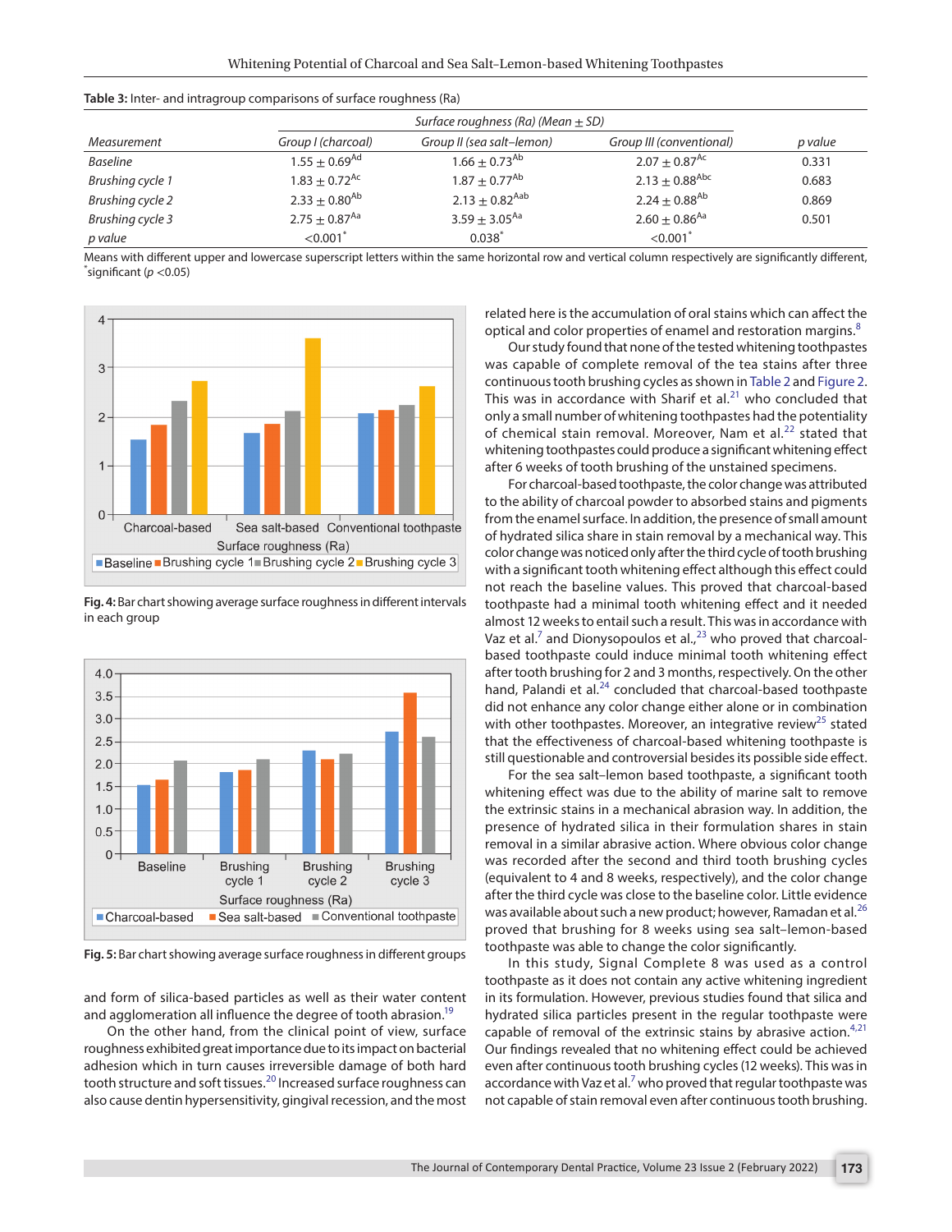**Table 3:** Inter- and intragroup comparisons of surface roughness (Ra)

| *Measurement* | *Surface roughness (Ra) (Mean ± SD)* | | | *p value* |
|---|---|---|---|---|
| | *Group I (charcoal)* | *Group II (sea salt–lemon)* | *Group III (conventional)* | |
| *Baseline* | 1.55 ± 0.69[Ad] | 1.66 ± 0.73[Ab] | 2.07 ± 0.87[Ac] | 0.331 |
| *Brushing cycle 1* | 1.83 ± 0.72[Ac] | 1.87 ± 0.77[Ab] | 2.13 ± 0.88[Abc] | 0.683 |
| *Brushing cycle 2* | 2.33 ± 0.80[Ab] | 2.13 ± 0.82[Aab] | 2.24 ± 0.88[Ab] | 0.869 |
| *Brushing cycle 3* | 2.75 ± 0.87[Aa] | 3.59 ± 3.05[Aa] | 2.60 ± 0.86[Aa] | 0.501 |
| *p value* | <0.001* | 0.038* | <0.001* | |

Means with different upper and lowercase superscript letters within the same horizontal row and vertical column respectively are significantly different, *significant ($p$ <0.05)

**Fig. 4:** Bar chart showing average surface roughness in different intervals in each group

**Fig. 5:** Bar chart showing average surface roughness in different groups

and form of silica-based particles as well as their water content and agglomeration all influence the degree of tooth abrasion.[19]

On the other hand, from the clinical point of view, surface roughness exhibited great importance due to its impact on bacterial adhesion which in turn causes irreversible damage of both hard tooth structure and soft tissues.[20] Increased surface roughness can also cause dentin hypersensitivity, gingival recession, and the most related here is the accumulation of oral stains which can affect the optical and color properties of enamel and restoration margins.[8]

Our study found that none of the tested whitening toothpastes was capable of complete removal of the tea stains after three continuous tooth brushing cycles as shown in Table 2 and Figure 2. This was in accordance with Sharif et al.[21] who concluded that only a small number of whitening toothpastes had the potentiality of chemical stain removal. Moreover, Nam et al.[22] stated that whitening toothpastes could produce a significant whitening effect after 6 weeks of tooth brushing of the unstained specimens.

For charcoal-based toothpaste, the color change was attributed to the ability of charcoal powder to absorbed stains and pigments from the enamel surface. In addition, the presence of small amount of hydrated silica share in stain removal by a mechanical way. This color change was noticed only after the third cycle of tooth brushing with a significant tooth whitening effect although this effect could not reach the baseline values. This proved that charcoal-based toothpaste had a minimal tooth whitening effect and it needed almost 12 weeks to entail such a result. This was in accordance with Vaz et al.[7] and Dionysopoulos et al.,[23] who proved that charcoal-based toothpaste could induce minimal tooth whitening effect after tooth brushing for 2 and 3 months, respectively. On the other hand, Palandi et al.[24] concluded that charcoal-based toothpaste did not enhance any color change either alone or in combination with other toothpastes. Moreover, an integrative review[25] stated that the effectiveness of charcoal-based whitening toothpaste is still questionable and controversial besides its possible side effect.

For the sea salt–lemon based toothpaste, a significant tooth whitening effect was due to the ability of marine salt to remove the extrinsic stains in a mechanical abrasion way. In addition, the presence of hydrated silica in their formulation shares in stain removal in a similar abrasive action. Where obvious color change was recorded after the second and third tooth brushing cycles (equivalent to 4 and 8 weeks, respectively), and the color change after the third cycle was close to the baseline color. Little evidence was available about such a new product; however, Ramadan et al.[26] proved that brushing for 8 weeks using sea salt–lemon-based toothpaste was able to change the color significantly.

In this study, Signal Complete 8 was used as a control toothpaste as it does not contain any active whitening ingredient in its formulation. However, previous studies found that silica and hydrated silica particles present in the regular toothpaste were capable of removal of the extrinsic stains by abrasive action.[4,21] Our findings revealed that no whitening effect could be achieved even after continuous tooth brushing cycles (12 weeks). This was in accordance with Vaz et al.[7] who proved that regular toothpaste was not capable of stain removal even after continuous tooth brushing.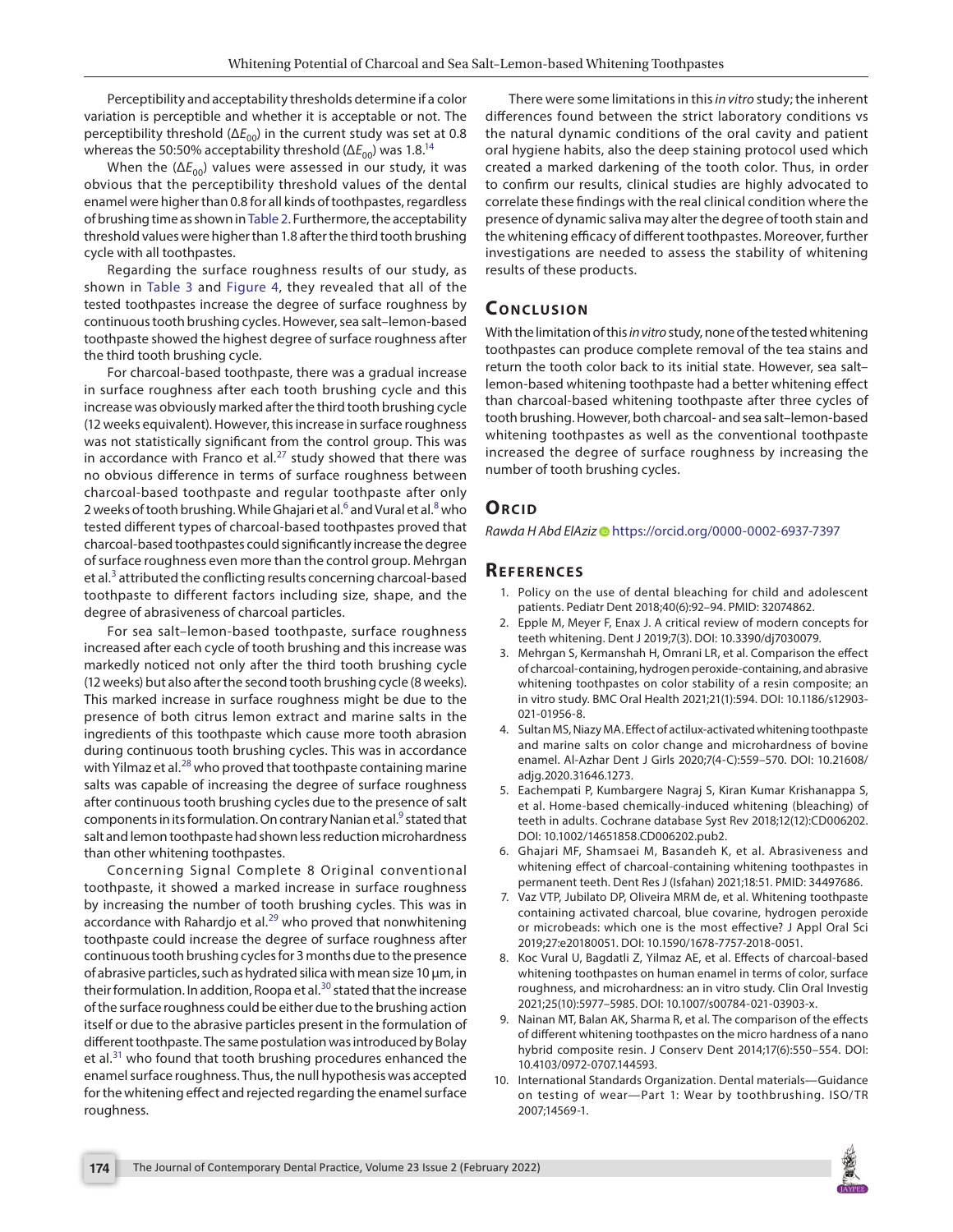Perceptibility and acceptability thresholds determine if a color variation is perceptible and whether it is acceptable or not. The perceptibility threshold ($\Delta E_{00}$) in the current study was set at 0.8 whereas the 50:50% acceptability threshold ($\Delta E_{00}$) was 1.8.[14]

When the ($\Delta E_{00}$) values were assessed in our study, it was obvious that the perceptibility threshold values of the dental enamel were higher than 0.8 for all kinds of toothpastes, regardless of brushing time as shown in Table 2. Furthermore, the acceptability threshold values were higher than 1.8 after the third tooth brushing cycle with all toothpastes.

Regarding the surface roughness results of our study, as shown in Table 3 and Figure 4, they revealed that all of the tested toothpastes increase the degree of surface roughness by continuous tooth brushing cycles. However, sea salt–lemon-based toothpaste showed the highest degree of surface roughness after the third tooth brushing cycle.

For charcoal-based toothpaste, there was a gradual increase in surface roughness after each tooth brushing cycle and this increase was obviously marked after the third tooth brushing cycle (12 weeks equivalent). However, this increase in surface roughness was not statistically significant from the control group. This was in accordance with Franco et al.[27] study showed that there was no obvious difference in terms of surface roughness between charcoal-based toothpaste and regular toothpaste after only 2 weeks of tooth brushing. While Ghajari et al.[6] and Vural et al.[8] who tested different types of charcoal-based toothpastes proved that charcoal-based toothpastes could significantly increase the degree of surface roughness even more than the control group. Mehrgan et al.[3] attributed the conflicting results concerning charcoal-based toothpaste to different factors including size, shape, and the degree of abrasiveness of charcoal particles.

For sea salt–lemon-based toothpaste, surface roughness increased after each cycle of tooth brushing and this increase was markedly noticed not only after the third tooth brushing cycle (12 weeks) but also after the second tooth brushing cycle (8 weeks). This marked increase in surface roughness might be due to the presence of both citrus lemon extract and marine salts in the ingredients of this toothpaste which cause more tooth abrasion during continuous tooth brushing cycles. This was in accordance with Yilmaz et al.[28] who proved that toothpaste containing marine salts was capable of increasing the degree of surface roughness after continuous tooth brushing cycles due to the presence of salt components in its formulation. On contrary Nanian et al.[9] stated that salt and lemon toothpaste had shown less reduction microhardness than other whitening toothpastes.

Concerning Signal Complete 8 Original conventional toothpaste, it showed a marked increase in surface roughness by increasing the number of tooth brushing cycles. This was in accordance with Rahardjo et al.[29] who proved that nonwhitening toothpaste could increase the degree of surface roughness after continuous tooth brushing cycles for 3 months due to the presence of abrasive particles, such as hydrated silica with mean size 10 μm, in their formulation. In addition, Roopa et al.[30] stated that the increase of the surface roughness could be either due to the brushing action itself or due to the abrasive particles present in the formulation of different toothpaste. The same postulation was introduced by Bolay et al.[31] who found that tooth brushing procedures enhanced the enamel surface roughness. Thus, the null hypothesis was accepted for the whitening effect and rejected regarding the enamel surface roughness.

There were some limitations in this *in vitro* study; the inherent differences found between the strict laboratory conditions vs the natural dynamic conditions of the oral cavity and patient oral hygiene habits, also the deep staining protocol used which created a marked darkening of the tooth color. Thus, in order to confirm our results, clinical studies are highly advocated to correlate these findings with the real clinical condition where the presence of dynamic saliva may alter the degree of tooth stain and the whitening efficacy of different toothpastes. Moreover, further investigations are needed to assess the stability of whitening results of these products.

## Conclusion

With the limitation of this *in vitro* study, none of the tested whitening toothpastes can produce complete removal of the tea stains and return the tooth color back to its initial state. However, sea salt–lemon-based whitening toothpaste had a better whitening effect than charcoal-based whitening toothpaste after three cycles of tooth brushing. However, both charcoal- and sea salt–lemon-based whitening toothpastes as well as the conventional toothpaste increased the degree of surface roughness by increasing the number of tooth brushing cycles.

## Orcid

*Rawda H Abd ElAziz* https://orcid.org/0000-0002-6937-7397

## References

1. Policy on the use of dental bleaching for child and adolescent patients. Pediatr Dent 2018;40(6):92–94. PMID: 32074862.
2. Epple M, Meyer F, Enax J. A critical review of modern concepts for teeth whitening. Dent J 2019;7(3). DOI: 10.3390/dj7030079.
3. Mehrgan S, Kermanshah H, Omrani LR, et al. Comparison the effect of charcoal-containing, hydrogen peroxide-containing, and abrasive whitening toothpastes on color stability of a resin composite; an in vitro study. BMC Oral Health 2021;21(1):594. DOI: 10.1186/s12903-021-01956-8.
4. Sultan MS, Niazy MA. Effect of actilux-activated whitening toothpaste and marine salts on color change and microhardness of bovine enamel. Al-Azhar Dent J Girls 2020;7(4-C):559–570. DOI: 10.21608/adjg.2020.31646.1273.
5. Eachempati P, Kumbargere Nagraj S, Kiran Kumar Krishanappa S, et al. Home-based chemically-induced whitening (bleaching) of teeth in adults. Cochrane database Syst Rev 2018;12(12):CD006202. DOI: 10.1002/14651858.CD006202.pub2.
6. Ghajari MF, Shamsaei M, Basandeh K, et al. Abrasiveness and whitening effect of charcoal-containing whitening toothpastes in permanent teeth. Dent Res J (Isfahan) 2021;18:51. PMID: 34497686.
7. Vaz VTP, Jubilato DP, Oliveira MRM de, et al. Whitening toothpaste containing activated charcoal, blue covarine, hydrogen peroxide or microbeads: which one is the most effective? J Appl Oral Sci 2019;27:e20180051. DOI: 10.1590/1678-7757-2018-0051.
8. Koc Vural U, Bagdatli Z, Yilmaz AE, et al. Effects of charcoal-based whitening toothpastes on human enamel in terms of color, surface roughness, and microhardness: an in vitro study. Clin Oral Investig 2021;25(10):5977–5985. DOI: 10.1007/s00784-021-03903-x.
9. Nainan MT, Balan AK, Sharma R, et al. The comparison of the effects of different whitening toothpastes on the micro hardness of a nano hybrid composite resin. J Conserv Dent 2014;17(6):550–554. DOI: 10.4103/0972-0707.144593.
10. International Standards Organization. Dental materials—Guidance on testing of wear—Part 1: Wear by toothbrushing. ISO/TR 2007;14569-1.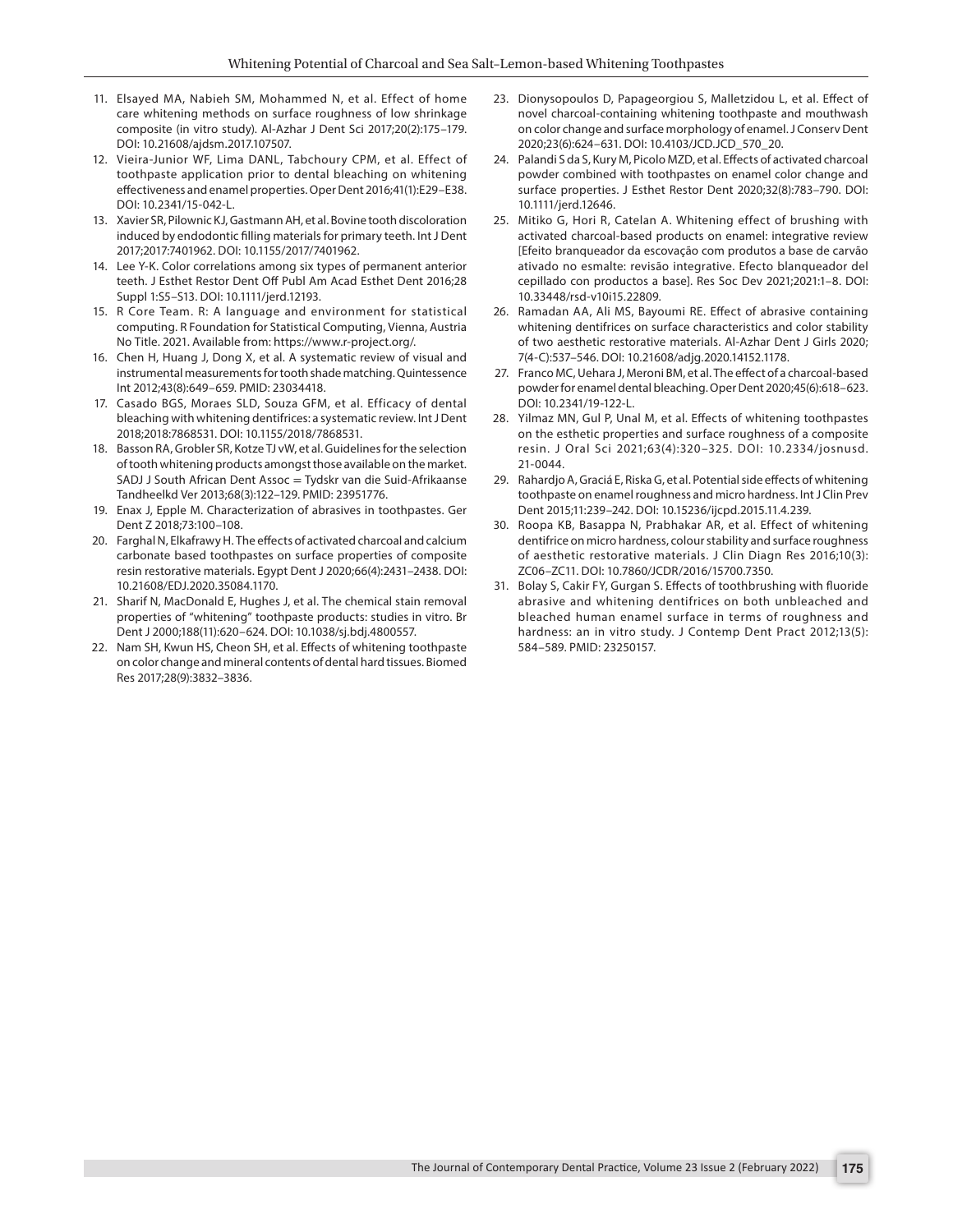11. Elsayed MA, Nabieh SM, Mohammed N, et al. Effect of home care whitening methods on surface roughness of low shrinkage composite (in vitro study). Al-Azhar J Dent Sci 2017;20(2):175–179. DOI: 10.21608/ajdsm.2017.107507.
12. Vieira-Junior WF, Lima DANL, Tabchoury CPM, et al. Effect of toothpaste application prior to dental bleaching on whitening effectiveness and enamel properties. Oper Dent 2016;41(1):E29–E38. DOI: 10.2341/15-042-L.
13. Xavier SR, Pilownic KJ, Gastmann AH, et al. Bovine tooth discoloration induced by endodontic filling materials for primary teeth. Int J Dent 2017;2017:7401962. DOI: 10.1155/2017/7401962.
14. Lee Y-K. Color correlations among six types of permanent anterior teeth. J Esthet Restor Dent Off Publ Am Acad Esthet Dent 2016;28 Suppl 1:S5–S13. DOI: 10.1111/jerd.12193.
15. R Core Team. R: A language and environment for statistical computing. R Foundation for Statistical Computing, Vienna, Austria No Title. 2021. Available from: https://www.r-project.org/.
16. Chen H, Huang J, Dong X, et al. A systematic review of visual and instrumental measurements for tooth shade matching. Quintessence Int 2012;43(8):649–659. PMID: 23034418.
17. Casado BGS, Moraes SLD, Souza GFM, et al. Efficacy of dental bleaching with whitening dentifrices: a systematic review. Int J Dent 2018;2018:7868531. DOI: 10.1155/2018/7868531.
18. Basson RA, Grobler SR, Kotze TJ vW, et al. Guidelines for the selection of tooth whitening products amongst those available on the market. SADJ J South African Dent Assoc = Tydskr van die Suid-Afrikaanse Tandheelkd Ver 2013;68(3):122–129. PMID: 23951776.
19. Enax J, Epple M. Characterization of abrasives in toothpastes. Ger Dent Z 2018;73:100–108.
20. Farghal N, Elkafrawy H. The effects of activated charcoal and calcium carbonate based toothpastes on surface properties of composite resin restorative materials. Egypt Dent J 2020;66(4):2431–2438. DOI: 10.21608/EDJ.2020.35084.1170.
21. Sharif N, MacDonald E, Hughes J, et al. The chemical stain removal properties of "whitening" toothpaste products: studies in vitro. Br Dent J 2000;188(11):620–624. DOI: 10.1038/sj.bdj.4800557.
22. Nam SH, Kwun HS, Cheon SH, et al. Effects of whitening toothpaste on color change and mineral contents of dental hard tissues. Biomed Res 2017;28(9):3832–3836.
23. Dionysopoulos D, Papageorgiou S, Malletzidou L, et al. Effect of novel charcoal-containing whitening toothpaste and mouthwash on color change and surface morphology of enamel. J Conserv Dent 2020;23(6):624–631. DOI: 10.4103/JCD.JCD_570_20.
24. Palandi S da S, Kury M, Picolo MZD, et al. Effects of activated charcoal powder combined with toothpastes on enamel color change and surface properties. J Esthet Restor Dent 2020;32(8):783–790. DOI: 10.1111/jerd.12646.
25. Mitiko G, Hori R, Catelan A. Whitening effect of brushing with activated charcoal-based products on enamel: integrative review [Efeito branqueador da escovação com produtos a base de carvão ativado no esmalte: revisão integrative. Efecto blanqueador del cepillado con productos a base]. Res Soc Dev 2021;2021:1–8. DOI: 10.33448/rsd-v10i15.22809.
26. Ramadan AA, Ali MS, Bayoumi RE. Effect of abrasive containing whitening dentifrices on surface characteristics and color stability of two aesthetic restorative materials. Al-Azhar Dent J Girls 2020; 7(4-C):537–546. DOI: 10.21608/adjg.2020.14152.1178.
27. Franco MC, Uehara J, Meroni BM, et al. The effect of a charcoal-based powder for enamel dental bleaching. Oper Dent 2020;45(6):618–623. DOI: 10.2341/19-122-L.
28. Yilmaz MN, Gul P, Unal M, et al. Effects of whitening toothpastes on the esthetic properties and surface roughness of a composite resin. J Oral Sci 2021;63(4):320–325. DOI: 10.2334/josnusd.21-0044.
29. Rahardjo A, Graciá E, Riska G, et al. Potential side effects of whitening toothpaste on enamel roughness and micro hardness. Int J Clin Prev Dent 2015;11:239–242. DOI: 10.15236/ijcpd.2015.11.4.239.
30. Roopa KB, Basappa N, Prabhakar AR, et al. Effect of whitening dentifrice on micro hardness, colour stability and surface roughness of aesthetic restorative materials. J Clin Diagn Res 2016;10(3): ZC06–ZC11. DOI: 10.7860/JCDR/2016/15700.7350.
31. Bolay S, Cakir FY, Gurgan S. Effects of toothbrushing with fluoride abrasive and whitening dentifrices on both unbleached and bleached human enamel surface in terms of roughness and hardness: an in vitro study. J Contemp Dent Pract 2012;13(5): 584–589. PMID: 23250157.